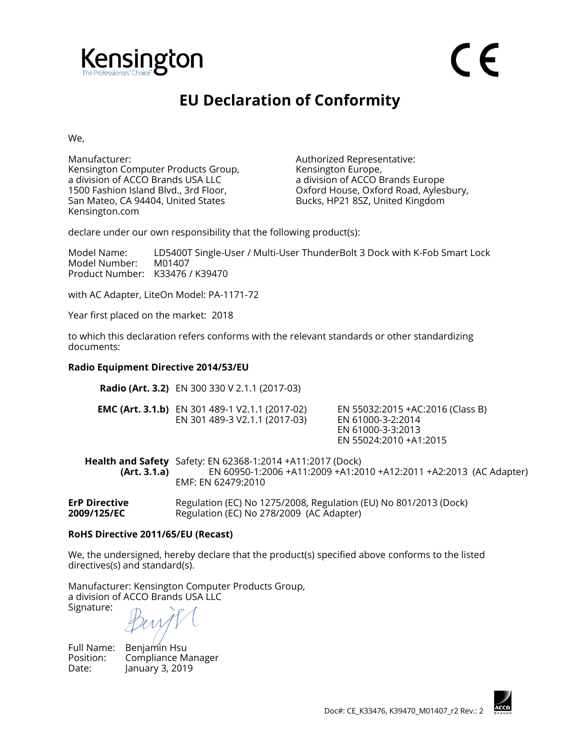Kensington
The Professionals' Choice

CE

# EU Declaration of Conformity

We,

Manufacturer:
Kensington Computer Products Group,
a division of ACCO Brands USA LLC
1500 Fashion Island Blvd., 3rd Floor,
San Mateo, CA 94404, United States
Kensington.com

Authorized Representative:
Kensington Europe,
a division of ACCO Brands Europe
Oxford House, Oxford Road, Aylesbury,
Bucks, HP21 8SZ, United Kingdom

declare under our own responsibility that the following product(s):

Model Name: LD5400T Single-User / Multi-User ThunderBolt 3 Dock with K-Fob Smart Lock
Model Number: M01407
Product Number: K33476 / K39470

with AC Adapter, LiteOn Model: PA-1171-72

Year first placed on the market: 2018

to which this declaration refers conforms with the relevant standards or other standardizing documents:

**Radio Equipment Directive 2014/53/EU**

**Radio (Art. 3.2)** EN 300 330 V 2.1.1 (2017-03)

**EMC (Art. 3.1.b)** EN 301 489-1 V2.1.1 (2017-02)
EN 301 489-3 V2.1.1 (2017-03)
EN 55032:2015 +AC:2016 (Class B)
EN 61000-3-2:2014
EN 61000-3-3:2013
EN 55024:2010 +A1:2015

**Health and Safety (Art. 3.1.a)** Safety: EN 62368-1:2014 +A11:2017 (Dock)
EN 60950-1:2006 +A11:2009 +A1:2010 +A12:2011 +A2:2013 (AC Adapter)
EMF: EN 62479:2010

**ErP Directive 2009/125/EC** Regulation (EC) No 1275/2008, Regulation (EU) No 801/2013 (Dock)
Regulation (EC) No 278/2009 (AC Adapter)

**RoHS Directive 2011/65/EU (Recast)**

We, the undersigned, hereby declare that the product(s) specified above conforms to the listed directives(s) and standard(s).

Manufacturer: Kensington Computer Products Group,
a division of ACCO Brands USA LLC
Signature:

Full Name: Benjamin Hsu
Position: Compliance Manager
Date: January 3, 2019

Doc#: CE_K33476, K39470_M01407_r2 Rev.: 2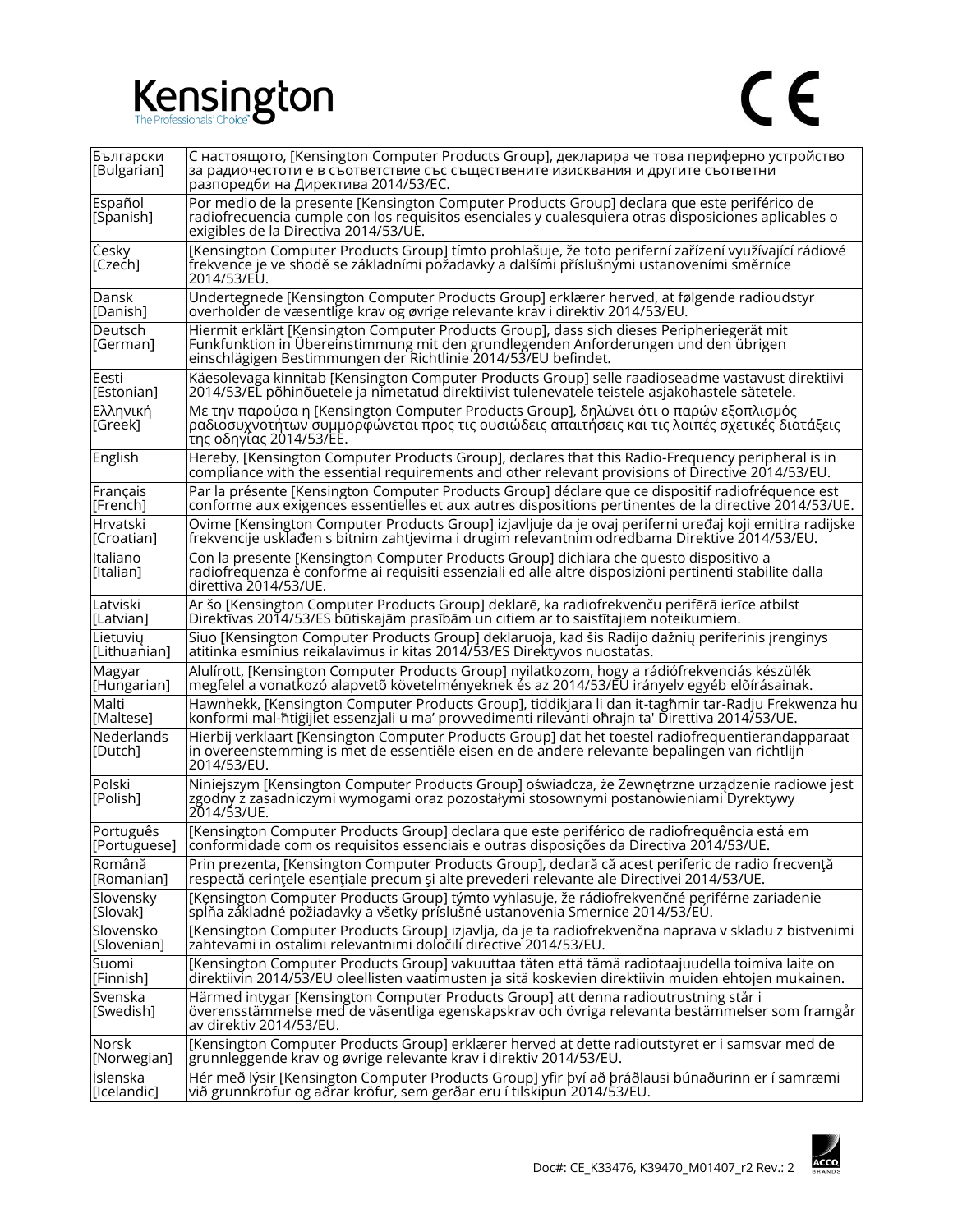Kensington
The Professionals' Choice

CE

| | |
|---|---|
| Български [Bulgarian] | С настоящото, [Kensington Computer Products Group], декларира че това периферно устройство за радиочестоти е в съответствие със съществените изисквания и другите съответни разпоредби на Директива 2014/53/EC. |
| Español [Spanish] | Por medio de la presente [Kensington Computer Products Group] declara que este periférico de radiofrecuencia cumple con los requisitos esenciales y cualesquiera otras disposiciones aplicables o exigibles de la Directiva 2014/53/UE. |
| Česky [Czech] | [Kensington Computer Products Group] tímto prohlašuje, že toto periferní zařízení využívající rádiové frekvence je ve shodě se základními požadavky a dalšími příslušnými ustanoveními směrnice 2014/53/EU. |
| Dansk [Danish] | Undertegnede [Kensington Computer Products Group] erklærer herved, at følgende radioudstyr overholder de væsentlige krav og øvrige relevante krav i direktiv 2014/53/EU. |
| Deutsch [German] | Hiermit erklärt [Kensington Computer Products Group], dass sich dieses Peripheriegerät mit Funkfunktion in Übereinstimmung mit den grundlegenden Anforderungen und den übrigen einschlägigen Bestimmungen der Richtlinie 2014/53/EU befindet. |
| Eesti [Estonian] | Käesolevaga kinnitab [Kensington Computer Products Group] selle raadioseadme vastavust direktiivi 2014/53/EL põhinõuetele ja nimetatud direktiivist tulenevatele teistele asjakohastele sätetele. |
| Ελληνική [Greek] | Με την παρούσα η [Kensington Computer Products Group], δηλώνει ότι ο παρών εξοπλισμός ραδιοσυχνοτήτων συμμορφώνεται προς τις ουσιώδεις απαιτήσεις και τις λοιπές σχετικές διατάξεις της οδηγίας 2014/53/ΕΕ. |
| English | Hereby, [Kensington Computer Products Group], declares that this Radio-Frequency peripheral is in compliance with the essential requirements and other relevant provisions of Directive 2014/53/EU. |
| Français [French] | Par la présente [Kensington Computer Products Group] déclare que ce dispositif radiofréquence est conforme aux exigences essentielles et aux autres dispositions pertinentes de la directive 2014/53/UE. |
| Hrvatski [Croatian] | Ovime [Kensington Computer Products Group] izjavljuje da je ovaj periferni uređaj koji emitira radijske frekvencije usklađen s bitnim zahtjevima i drugim relevantnim odredbama Direktive 2014/53/EU. |
| Italiano [Italian] | Con la presente [Kensington Computer Products Group] dichiara che questo dispositivo a radiofrequenza è conforme ai requisiti essenziali ed alle altre disposizioni pertinenti stabilite dalla direttiva 2014/53/UE. |
| Latviski [Latvian] | Ar šo [Kensington Computer Products Group] deklarē, ka radiofrekvenču perifērā ierīce atbilst Direktīvas 2014/53/ES būtiskajām prasībām un citiem ar to saistītajiem noteikumiem. |
| Lietuvių [Lithuanian] | Siuo [Kensington Computer Products Group] deklaruoja, kad šis Radijo dažnių periferinis įrenginys atitinka esminius reikalavimus ir kitas 2014/53/ES Direktyvos nuostatas. |
| Magyar [Hungarian] | Alulírott, [Kensington Computer Products Group] nyilatkozom, hogy a rádiófrekvenciás készülék megfelel a vonatkozó alapvetõ követelményeknek és az 2014/53/EU irányelv egyéb előírásainak. |
| Malti [Maltese] | Hawnhekk, [Kensington Computer Products Group], tiddikjara li dan it-tagħmir tar-Radju Frekwenza hu konformi mal-ħtiġijiet essenzjali u ma' provvedimenti rilevanti oħrajn ta' Direttiva 2014/53/UE. |
| Nederlands [Dutch] | Hierbij verklaart [Kensington Computer Products Group] dat het toestel radiofrequentierandapparaat in overeenstemming is met de essentiële eisen en de andere relevante bepalingen van richtlijn 2014/53/EU. |
| Polski [Polish] | Niniejszym [Kensington Computer Products Group] oświadcza, że Zewnętrzne urządzenie radiowe jest zgodny z zasadniczymi wymogami oraz pozostałymi stosownymi postanowieniami Dyrektywy 2014/53/UE. |
| Português [Portuguese] | [Kensington Computer Products Group] declara que este periférico de radiofrequência está em conformidade com os requisitos essenciais e outras disposições da Directiva 2014/53/UE. |
| Română [Romanian] | Prin prezenta, [Kensington Computer Products Group], declară că acest periferic de radio frecvenţă respectă cerinţele esenţiale precum şi alte prevederi relevante ale Directivei 2014/53/UE. |
| Slovensky [Slovak] | [Kensington Computer Products Group] týmto vyhlasuje, že rádiofrekvenčné periférne zariadenie spĺňa základné požiadavky a všetky príslušné ustanovenia Smernice 2014/53/EÚ. |
| Slovensko [Slovenian] | [Kensington Computer Products Group] izjavlja, da je ta radiofrekvenčna naprava v skladu z bistvenimi zahtevami in ostalimi relevantnimi določili directive 2014/53/EU. |
| Suomi [Finnish] | [Kensington Computer Products Group] vakuuttaa täten että tämä radiotaajuudella toimiva laite on direktiivin 2014/53/EU oleellisten vaatimusten ja sitä koskevien direktiivin muiden ehtojen mukainen. |
| Svenska [Swedish] | Härmed intygar [Kensington Computer Products Group] att denna radioutrustning står i överensstämmelse med de väsentliga egenskapskrav och övriga relevanta bestämmelser som framgår av direktiv 2014/53/EU. |
| Norsk [Norwegian] | [Kensington Computer Products Group] erklærer herved at dette radioutstyret er i samsvar med de grunnleggende krav og øvrige relevante krav i direktiv 2014/53/EU. |
| Islenska [Icelandic] | Hér með lýsir [Kensington Computer Products Group] yfir því að þráðlausi búnaðurinn er í samræmi við grunnkröfur og aðrar kröfur, sem gerðar eru í tilskipun 2014/53/EU. |

Doc#: CE_K33476, K39470_M01407_r2 Rev.: 2

ACCO BRANDS